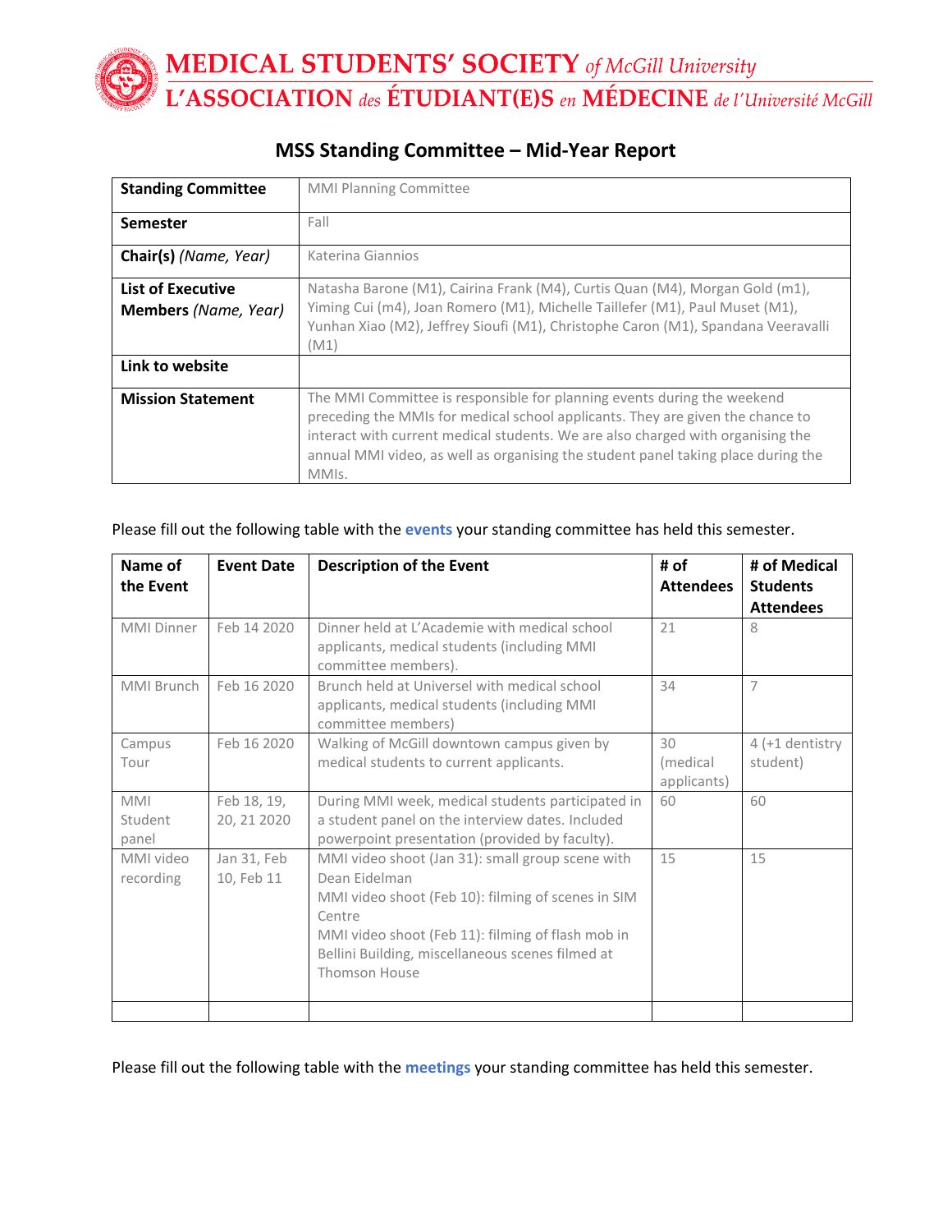# MEDICAL STUDENTS' SOCIETY *of McGill University*
# L'ASSOCIATION *des* ÉTUDIANT(E)S *en* MÉDECINE *de l'Université McGill*

## MSS Standing Committee – Mid-Year Report

| **Standing Committee** | MMI Planning Committee |
|---|---|
| **Semester** | Fall |
| **Chair(s)** *(Name, Year)* | Katerina Giannios |
| **List of Executive Members** *(Name, Year)* | Natasha Barone (M1), Cairina Frank (M4), Curtis Quan (M4), Morgan Gold (m1), Yiming Cui (m4), Joan Romero (M1), Michelle Taillefer (M1), Paul Muset (M1), Yunhan Xiao (M2), Jeffrey Sioufi (M1), Christophe Caron (M1), Spandana Veeravalli (M1) |
| **Link to website** | |
| **Mission Statement** | The MMI Committee is responsible for planning events during the weekend preceding the MMIs for medical school applicants. They are given the chance to interact with current medical students. We are also charged with organising the annual MMI video, as well as organising the student panel taking place during the MMIs. |

Please fill out the following table with the **events** your standing committee has held this semester.

| Name of the Event | Event Date | Description of the Event | # of Attendees | # of Medical Students Attendees |
|---|---|---|---|---|
| MMI Dinner | Feb 14 2020 | Dinner held at L'Academie with medical school applicants, medical students (including MMI committee members). | 21 | 8 |
| MMI Brunch | Feb 16 2020 | Brunch held at Universel with medical school applicants, medical students (including MMI committee members) | 34 | 7 |
| Campus Tour | Feb 16 2020 | Walking of McGill downtown campus given by medical students to current applicants. | 30 (medical applicants) | 4 (+1 dentistry student) |
| MMI Student panel | Feb 18, 19, 20, 21 2020 | During MMI week, medical students participated in a student panel on the interview dates. Included powerpoint presentation (provided by faculty). | 60 | 60 |
| MMI video recording | Jan 31, Feb 10, Feb 11 | MMI video shoot (Jan 31): small group scene with Dean Eidelman<br>MMI video shoot (Feb 10): filming of scenes in SIM Centre<br>MMI video shoot (Feb 11): filming of flash mob in Bellini Building, miscellaneous scenes filmed at Thomson House | 15 | 15 |
| | | | | |

Please fill out the following table with the **meetings** your standing committee has held this semester.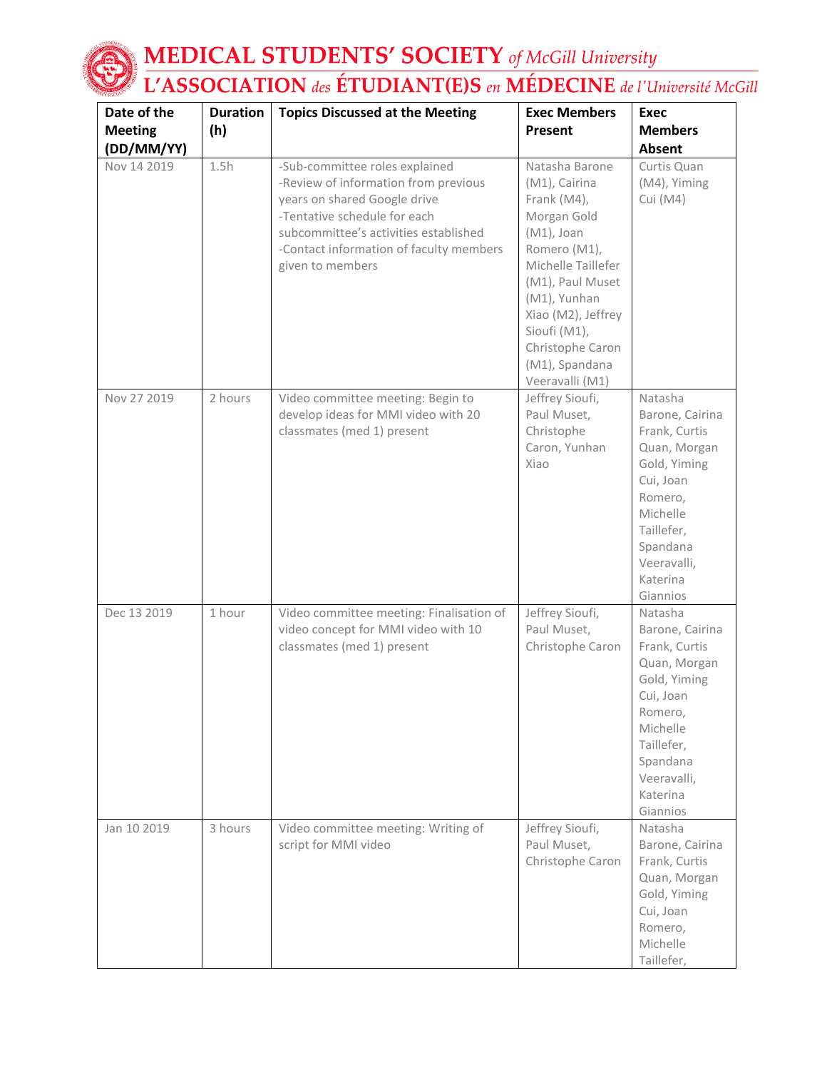# MEDICAL STUDENTS' SOCIETY *of McGill University*

## L'ASSOCIATION *des* ÉTUDIANT(E)S *en* MÉDECINE *de l'Université McGill*

| Date of the Meeting (DD/MM/YY) | Duration (h) | Topics Discussed at the Meeting | Exec Members Present | Exec Members Absent |
|---|---|---|---|---|
| Nov 14 2019 | 1.5h | -Sub-committee roles explained<br>-Review of information from previous years on shared Google drive<br>-Tentative schedule for each subcommittee's activities established<br>-Contact information of faculty members given to members | Natasha Barone (M1), Cairina Frank (M4), Morgan Gold (M1), Joan Romero (M1), Michelle Taillefer (M1), Paul Muset (M1), Yunhan Xiao (M2), Jeffrey Sioufi (M1), Christophe Caron (M1), Spandana Veeravalli (M1) | Curtis Quan (M4), Yiming Cui (M4) |
| Nov 27 2019 | 2 hours | Video committee meeting: Begin to develop ideas for MMI video with 20 classmates (med 1) present | Jeffrey Sioufi, Paul Muset, Christophe Caron, Yunhan Xiao | Natasha Barone, Cairina Frank, Curtis Quan, Morgan Gold, Yiming Cui, Joan Romero, Michelle Taillefer, Spandana Veeravalli, Katerina Giannios |
| Dec 13 2019 | 1 hour | Video committee meeting: Finalisation of video concept for MMI video with 10 classmates (med 1) present | Jeffrey Sioufi, Paul Muset, Christophe Caron | Natasha Barone, Cairina Frank, Curtis Quan, Morgan Gold, Yiming Cui, Joan Romero, Michelle Taillefer, Spandana Veeravalli, Katerina Giannios |
| Jan 10 2019 | 3 hours | Video committee meeting: Writing of script for MMI video | Jeffrey Sioufi, Paul Muset, Christophe Caron | Natasha Barone, Cairina Frank, Curtis Quan, Morgan Gold, Yiming Cui, Joan Romero, Michelle Taillefer, |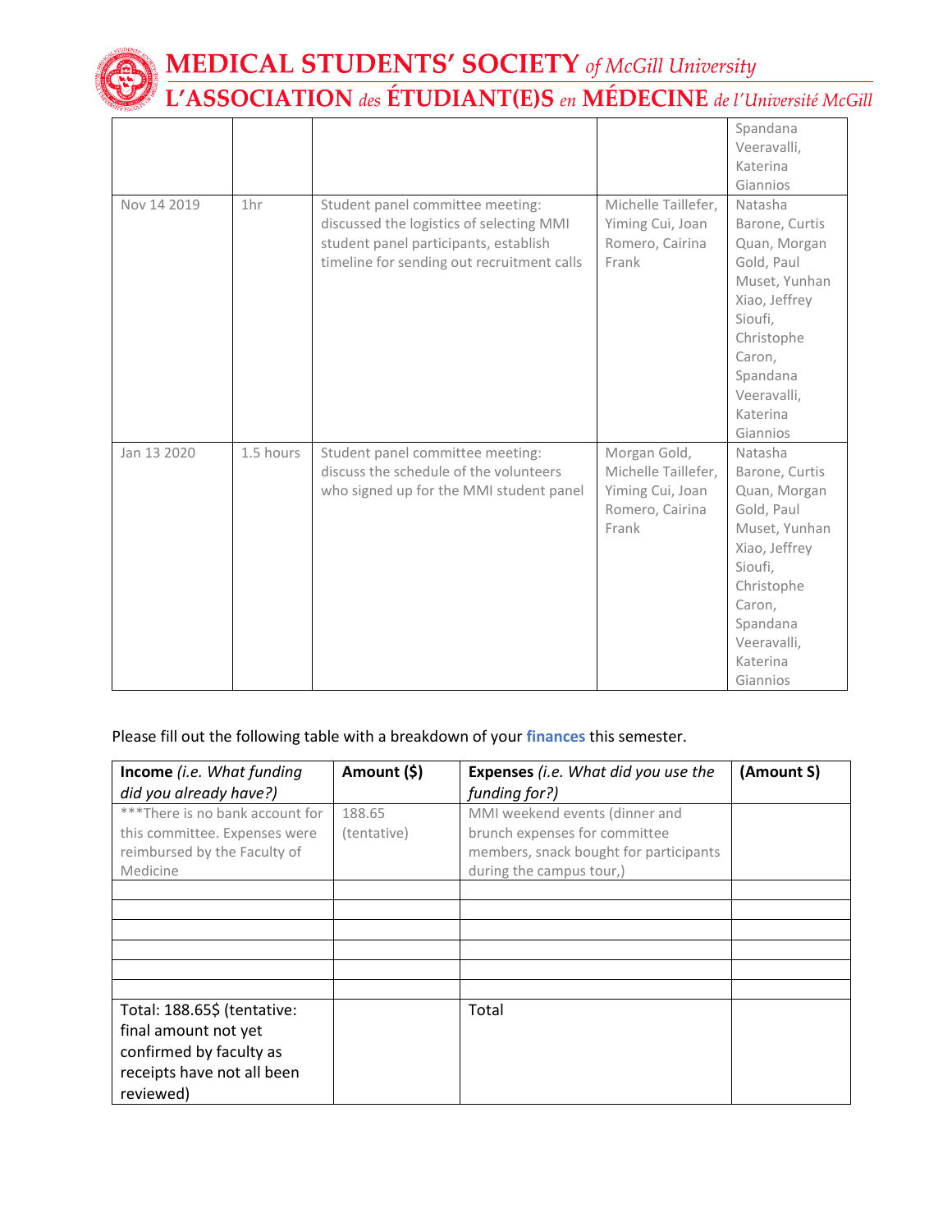| | | | | Spandana Veeravalli, Katerina Giannios |
|---|---|---|---|---|
| Nov 14 2019 | 1hr | Student panel committee meeting: discussed the logistics of selecting MMI student panel participants, establish timeline for sending out recruitment calls | Michelle Taillefer, Yiming Cui, Joan Romero, Cairina Frank | Natasha Barone, Curtis Quan, Morgan Gold, Paul Muset, Yunhan Xiao, Jeffrey Sioufi, Christophe Caron, Spandana Veeravalli, Katerina Giannios |
| Jan 13 2020 | 1.5 hours | Student panel committee meeting: discuss the schedule of the volunteers who signed up for the MMI student panel | Morgan Gold, Michelle Taillefer, Yiming Cui, Joan Romero, Cairina Frank | Natasha Barone, Curtis Quan, Morgan Gold, Paul Muset, Yunhan Xiao, Jeffrey Sioufi, Christophe Caron, Spandana Veeravalli, Katerina Giannios |

Please fill out the following table with a breakdown of your **finances** this semester.

| **Income** *(i.e. What funding did you already have?)* | **Amount ($)** | **Expenses** *(i.e. What did you use the funding for?)* | **(Amount S)** |
|---|---|---|---|
| ***There is no bank account for this committee. Expenses were reimbursed by the Faculty of Medicine | 188.65 (tentative) | MMI weekend events (dinner and brunch expenses for committee members, snack bought for participants during the campus tour,) | |
| | | | |
| | | | |
| | | | |
| | | | |
| | | | |
| | | | |
| Total: 188.65$ (tentative: final amount not yet confirmed by faculty as receipts have not all been reviewed) | | Total | |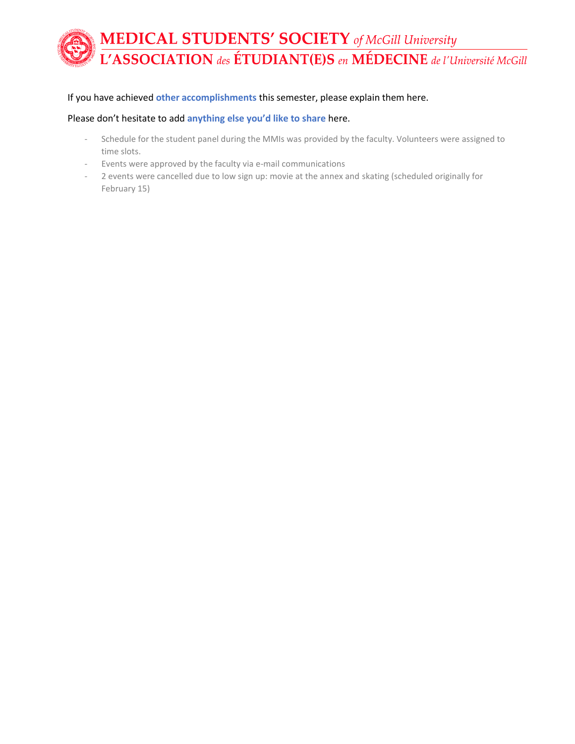If you have achieved **other accomplishments** this semester, please explain them here.

Please don't hesitate to add **anything else you'd like to share** here.

- Schedule for the student panel during the MMIs was provided by the faculty. Volunteers were assigned to time slots.
- Events were approved by the faculty via e-mail communications
- 2 events were cancelled due to low sign up: movie at the annex and skating (scheduled originally for February 15)